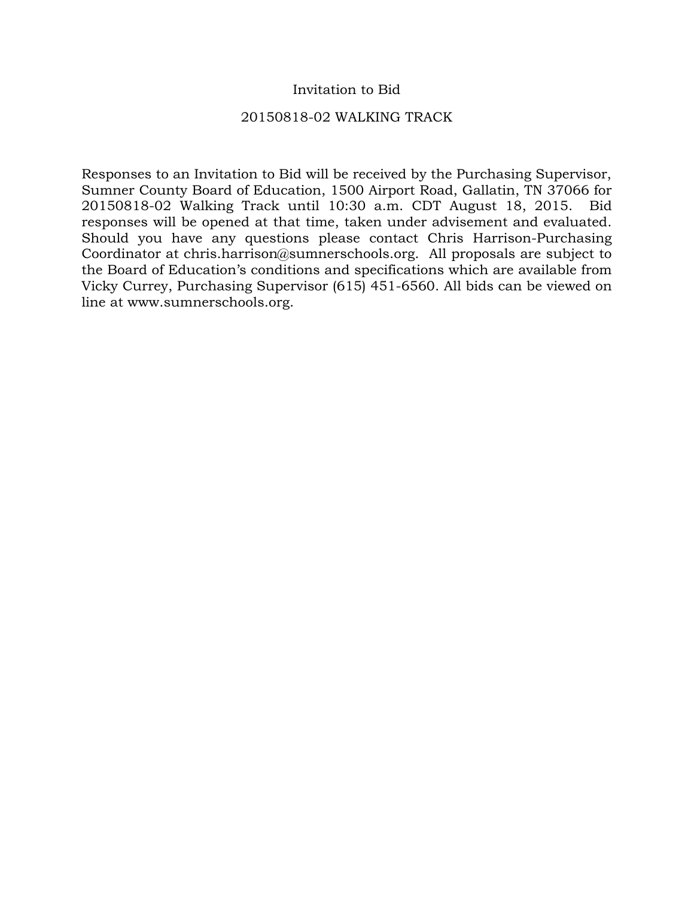# Invitation to Bid

## 20150818-02 WALKING TRACK

Responses to an Invitation to Bid will be received by the Purchasing Supervisor, Sumner County Board of Education, 1500 Airport Road, Gallatin, TN 37066 for 20150818-02 Walking Track until 10:30 a.m. CDT August 18, 2015. Bid responses will be opened at that time, taken under advisement and evaluated. Should you have any questions please contact Chris Harrison-Purchasing Coordinator at chris.harrison@sumnerschools.org. All proposals are subject to the Board of Education's conditions and specifications which are available from Vicky Currey, Purchasing Supervisor (615) 451-6560. All bids can be viewed on line at www.sumnerschools.org.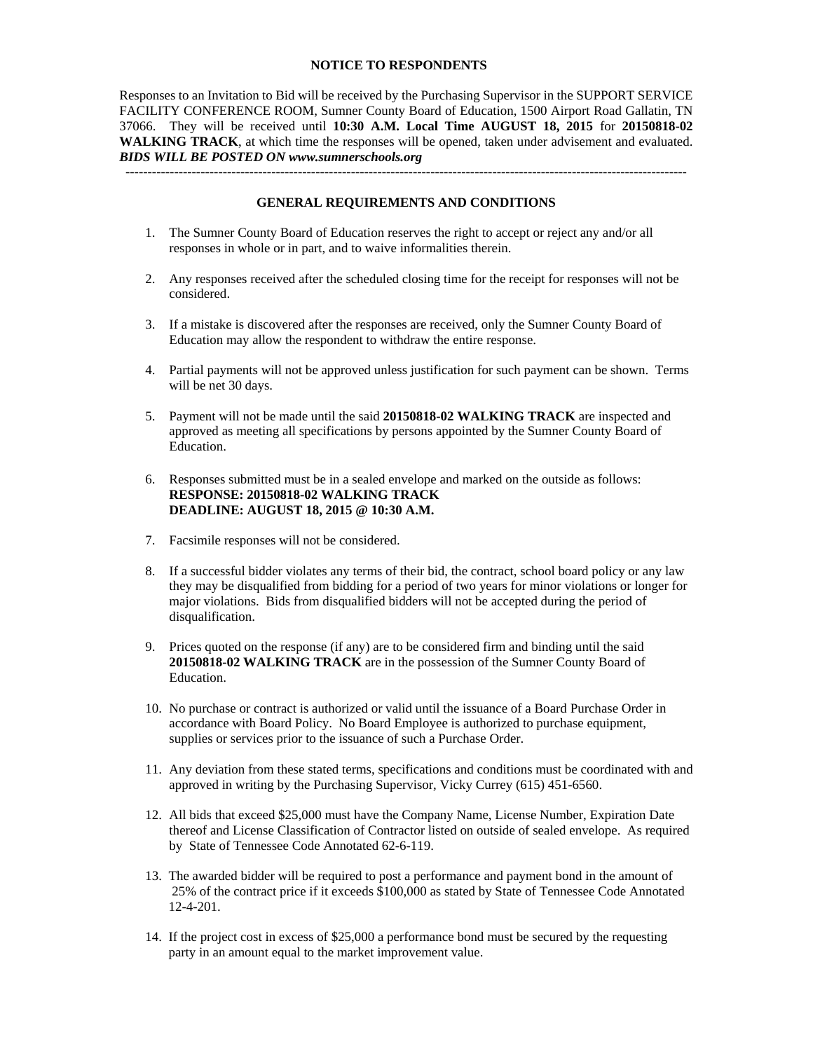## NOTICE TO RESPONDENTS

Responses to an Invitation to Bid will be received by the Purchasing Supervisor in the SUPPORT SERVICE FACILITY CONFERENCE ROOM, Sumner County Board of Education, 1500 Airport Road Gallatin, TN 37066. They will be received until **10:30 A.M. Local Time AUGUST 18, 2015** for **20150818-02 WALKING TRACK**, at which time the responses will be opened, taken under advisement and evaluated. ***BIDS WILL BE POSTED ON www.sumnerschools.org***

---

## GENERAL REQUIREMENTS AND CONDITIONS

1. The Sumner County Board of Education reserves the right to accept or reject any and/or all responses in whole or in part, and to waive informalities therein.

2. Any responses received after the scheduled closing time for the receipt for responses will not be considered.

3. If a mistake is discovered after the responses are received, only the Sumner County Board of Education may allow the respondent to withdraw the entire response.

4. Partial payments will not be approved unless justification for such payment can be shown. Terms will be net 30 days.

5. Payment will not be made until the said **20150818-02 WALKING TRACK** are inspected and approved as meeting all specifications by persons appointed by the Sumner County Board of Education.

6. Responses submitted must be in a sealed envelope and marked on the outside as follows:
   **RESPONSE: 20150818-02 WALKING TRACK**
   **DEADLINE: AUGUST 18, 2015 @ 10:30 A.M.**

7. Facsimile responses will not be considered.

8. If a successful bidder violates any terms of their bid, the contract, school board policy or any law they may be disqualified from bidding for a period of two years for minor violations or longer for major violations. Bids from disqualified bidders will not be accepted during the period of disqualification.

9. Prices quoted on the response (if any) are to be considered firm and binding until the said **20150818-02 WALKING TRACK** are in the possession of the Sumner County Board of Education.

10. No purchase or contract is authorized or valid until the issuance of a Board Purchase Order in accordance with Board Policy. No Board Employee is authorized to purchase equipment, supplies or services prior to the issuance of such a Purchase Order.

11. Any deviation from these stated terms, specifications and conditions must be coordinated with and approved in writing by the Purchasing Supervisor, Vicky Currey (615) 451-6560.

12. All bids that exceed $25,000 must have the Company Name, License Number, Expiration Date thereof and License Classification of Contractor listed on outside of sealed envelope. As required by State of Tennessee Code Annotated 62-6-119.

13. The awarded bidder will be required to post a performance and payment bond in the amount of 25% of the contract price if it exceeds $100,000 as stated by State of Tennessee Code Annotated 12-4-201.

14. If the project cost in excess of $25,000 a performance bond must be secured by the requesting party in an amount equal to the market improvement value.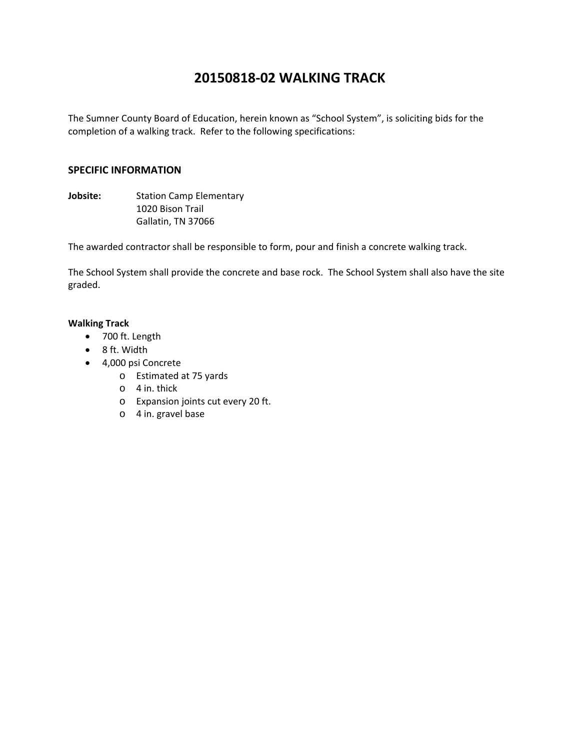# 20150818-02 WALKING TRACK

The Sumner County Board of Education, herein known as "School System", is soliciting bids for the completion of a walking track. Refer to the following specifications:

## SPECIFIC INFORMATION

**Jobsite:** Station Camp Elementary
1020 Bison Trail
Gallatin, TN 37066

The awarded contractor shall be responsible to form, pour and finish a concrete walking track.

The School System shall provide the concrete and base rock. The School System shall also have the site graded.

### Walking Track

- 700 ft. Length
- 8 ft. Width
- 4,000 psi Concrete
  - Estimated at 75 yards
  - 4 in. thick
  - Expansion joints cut every 20 ft.
  - 4 in. gravel base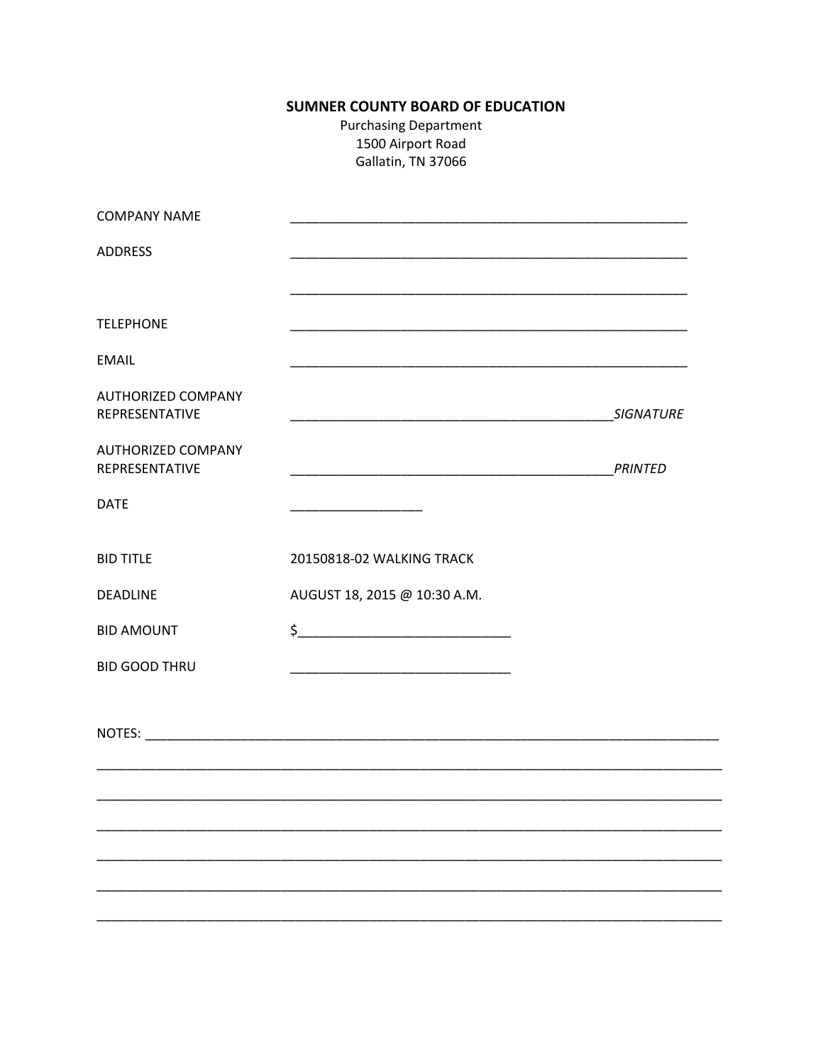**SUMNER COUNTY BOARD OF EDUCATION**

Purchasing Department
1500 Airport Road
Gallatin, TN 37066

COMPANY NAME ________________________________________________________

ADDRESS ________________________________________________________

________________________________________________________

TELEPHONE ________________________________________________________

EMAIL ________________________________________________________

AUTHORIZED COMPANY REPRESENTATIVE _____________________________________________*SIGNATURE*

AUTHORIZED COMPANY REPRESENTATIVE _____________________________________________*PRINTED*

DATE __________________

BID TITLE 20150818-02 WALKING TRACK

DEADLINE AUGUST 18, 2015 @ 10:30 A.M.

BID AMOUNT $_____________________________

BID GOOD THRU ______________________________

NOTES: ________________________________________________________________________________

_____________________________________________________________________________________

_____________________________________________________________________________________

_____________________________________________________________________________________

_____________________________________________________________________________________

_____________________________________________________________________________________

_____________________________________________________________________________________